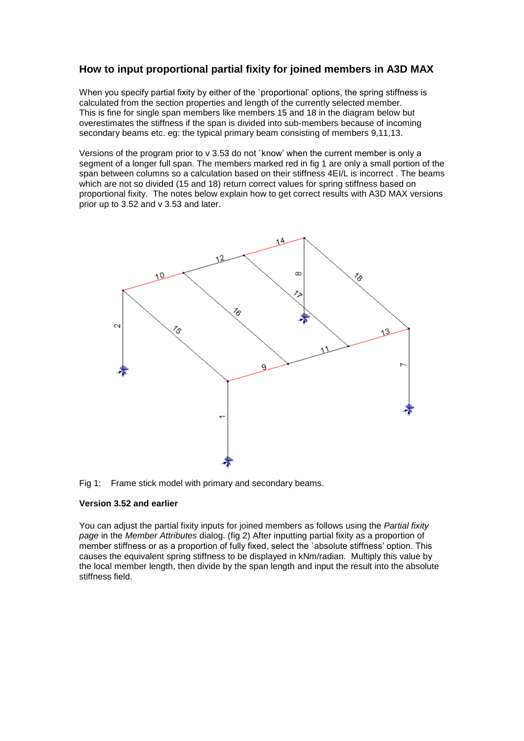## How to input proportional partial fixity for joined members in A3D MAX

When you specify partial fixity by either of the `proportional' options, the spring stiffness is calculated from the section properties and length of the currently selected member. This is fine for single span members like members 15 and 18 in the diagram below but overestimates the stiffness if the span is divided into sub-members because of incoming secondary beams etc. eg: the typical primary beam consisting of members 9,11,13.

Versions of the program prior to v 3.53 do not `know' when the current member is only a segment of a longer full span. The members marked red in fig 1 are only a small portion of the span between columns so a calculation based on their stiffness 4EI/L is incorrect . The beams which are not so divided (15 and 18) return correct values for spring stiffness based on proportional fixity. The notes below explain how to get correct results with A3D MAX versions prior up to 3.52 and v 3.53 and later.

Fig 1: Frame stick model with primary and secondary beams.

**Version 3.52 and earlier**

You can adjust the partial fixity inputs for joined members as follows using the *Partial fixity page* in the *Member Attributes* dialog. (fig 2) After inputting partial fixity as a proportion of member stiffness or as a proportion of fully fixed, select the `absolute stiffness' option. This causes the equivalent spring stiffness to be displayed in kNm/radian. Multiply this value by the local member length, then divide by the span length and input the result into the absolute stiffness field.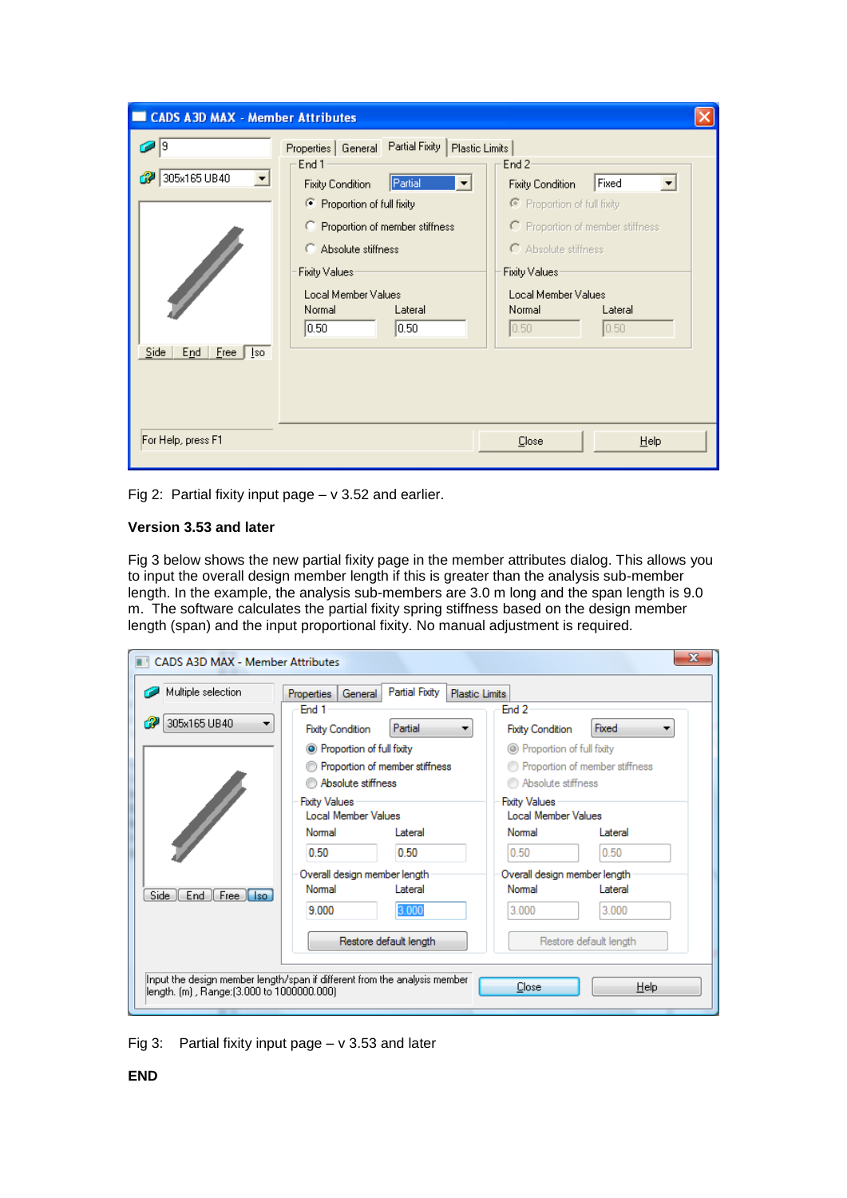Fig 2: Partial fixity input page – v 3.52 and earlier.

**Version 3.53 and later**

Fig 3 below shows the new partial fixity page in the member attributes dialog. This allows you to input the overall design member length if this is greater than the analysis sub-member length. In the example, the analysis sub-members are 3.0 m long and the span length is 9.0 m. The software calculates the partial fixity spring stiffness based on the design member length (span) and the input proportional fixity. No manual adjustment is required.

Fig 3: Partial fixity input page – v 3.53 and later

**END**